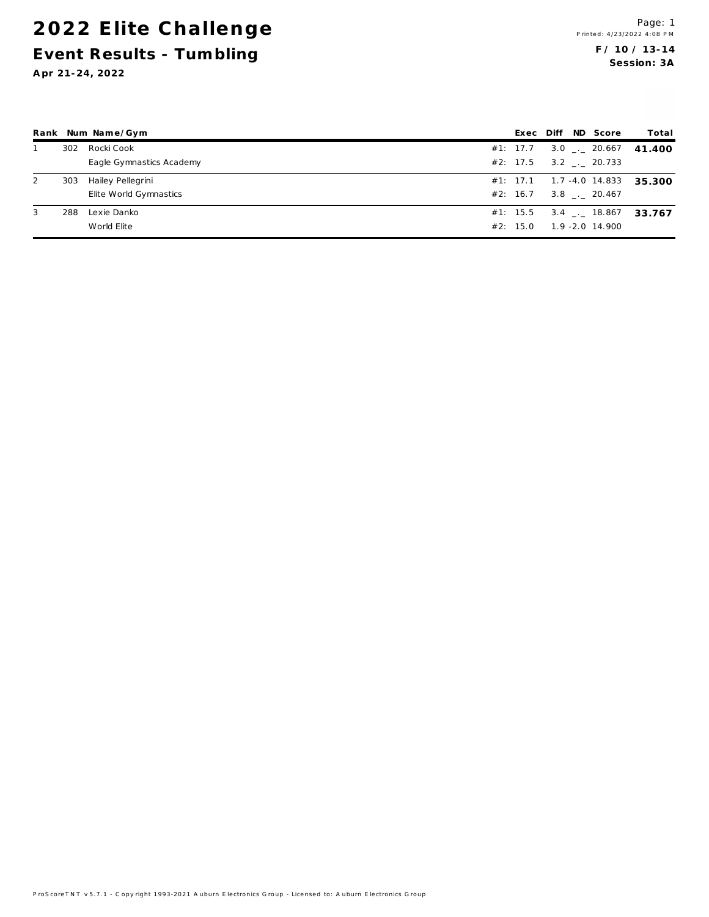# 2022 Elite Challenge

## Event Results - Tumbling

**Apr 21-24, 2022**

**F / 10 / 13-14**
**Session: 3A**

| Rank | Num | Name/Gym | | Exec | Diff | ND | Score | Total |
|---|---|---|---|---|---|---|---|---|
| 1 | 302 | Rocki Cook | #1: | 17.7 | 3.0 | _._ | 20.667 | **41.400** |
| | | Eagle Gymnastics Academy | #2: | 17.5 | 3.2 | _._ | 20.733 | |
| 2 | 303 | Hailey Pellegrini | #1: | 17.1 | 1.7 | -4.0 | 14.833 | **35.300** |
| | | Elite World Gymnastics | #2: | 16.7 | 3.8 | _._ | 20.467 | |
| 3 | 288 | Lexie Danko | #1: | 15.5 | 3.4 | _._ | 18.867 | **33.767** |
| | | World Elite | #2: | 15.0 | 1.9 | -2.0 | 14.900 | |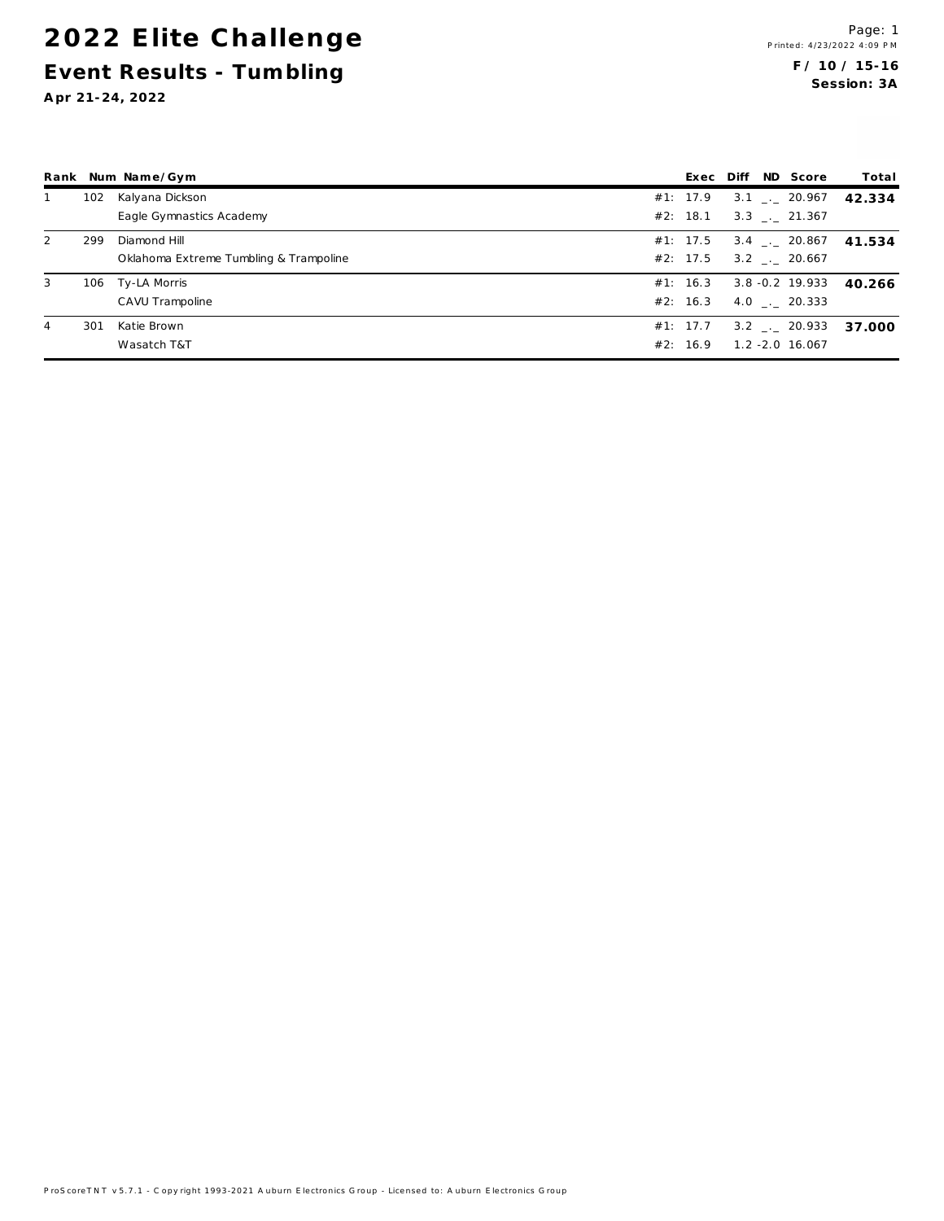# 2022 Elite Challenge

## Event Results - Tumbling

**Apr 21-24, 2022**

Printed: 4/23/2022 4:09 PM

**F / 10 / 15-16**
**Session: 3A**

| Rank | Num | Name/Gym | | Exec | Diff | ND | Score | Total |
|---|---|---|---|---|---|---|---|---|
| 1 | 102 | Kalyana Dickson | #1: | 17.9 | 3.1 | _._ | 20.967 | **42.334** |
| | | Eagle Gymnastics Academy | #2: | 18.1 | 3.3 | _._ | 21.367 | |
| 2 | 299 | Diamond Hill | #1: | 17.5 | 3.4 | _._ | 20.867 | **41.534** |
| | | Oklahoma Extreme Tumbling & Trampoline | #2: | 17.5 | 3.2 | _._ | 20.667 | |
| 3 | 106 | Ty-LA Morris | #1: | 16.3 | 3.8 | -0.2 | 19.933 | **40.266** |
| | | CAVU Trampoline | #2: | 16.3 | 4.0 | _._ | 20.333 | |
| 4 | 301 | Katie Brown | #1: | 17.7 | 3.2 | _._ | 20.933 | **37.000** |
| | | Wasatch T&T | #2: | 16.9 | 1.2 | -2.0 | 16.067 | |

ProScoreTNT v5.7.1 - Copyright 1993-2021 Auburn Electronics Group - Licensed to: Auburn Electronics Group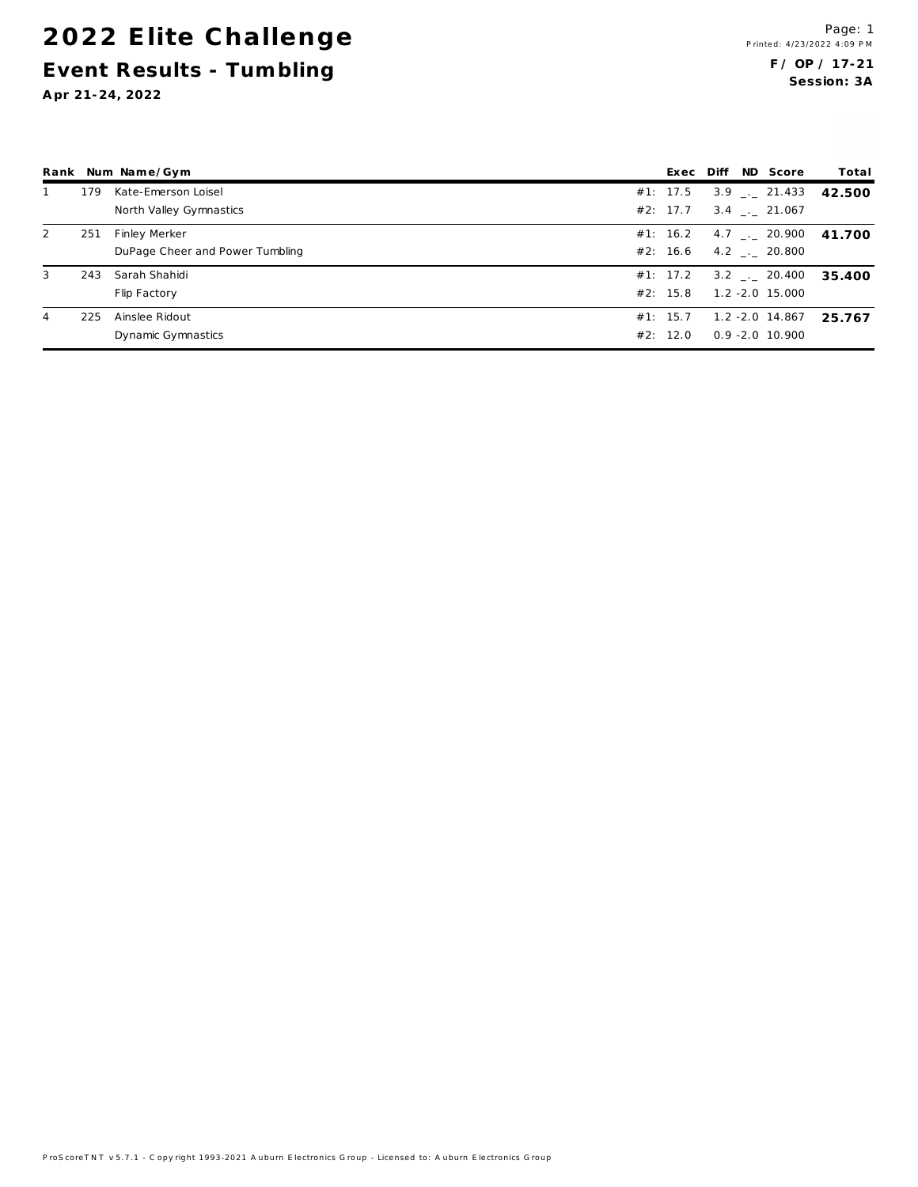# 2022 Elite Challenge

## Event Results - Tumbling

**Apr 21-24, 2022**

Printed: 4/23/2022 4:09 PM

**F / OP / 17-21**
**Session: 3A**

| Rank | Num | Name/Gym | | Exec | Diff | ND | Score | Total |
|---|---|---|---|---|---|---|---|---|
| 1 | 179 | Kate-Emerson Loisel | #1: | 17.5 | 3.9 | _._ | 21.433 | **42.500** |
| | | North Valley Gymnastics | #2: | 17.7 | 3.4 | _._ | 21.067 | |
| 2 | 251 | Finley Merker | #1: | 16.2 | 4.7 | _._ | 20.900 | **41.700** |
| | | DuPage Cheer and Power Tumbling | #2: | 16.6 | 4.2 | _._ | 20.800 | |
| 3 | 243 | Sarah Shahidi | #1: | 17.2 | 3.2 | _._ | 20.400 | **35.400** |
| | | Flip Factory | #2: | 15.8 | 1.2 | -2.0 | 15.000 | |
| 4 | 225 | Ainslee Ridout | #1: | 15.7 | 1.2 | -2.0 | 14.867 | **25.767** |
| | | Dynamic Gymnastics | #2: | 12.0 | 0.9 | -2.0 | 10.900 | |

ProScoreTNT v5.7.1 - Copyright 1993-2021 Auburn Electronics Group - Licensed to: Auburn Electronics Group